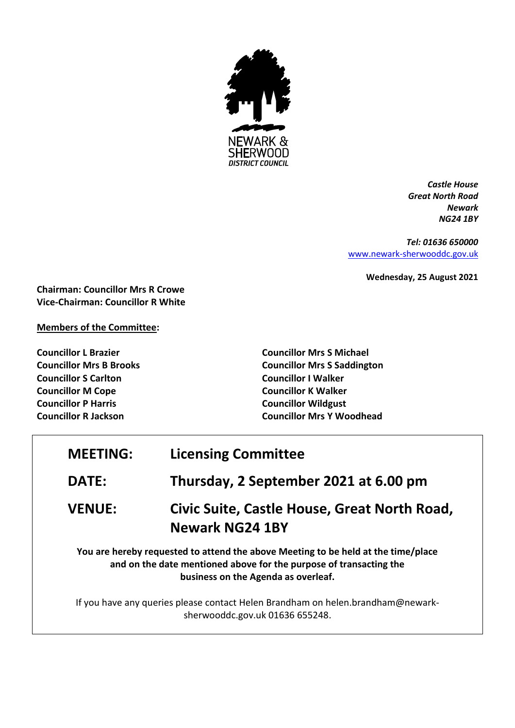NEWARK & SHERWOOD
*DISTRICT COUNCIL*

***Castle House***
***Great North Road***
***Newark***
***NG24 1BY***

***Tel: 01636 650000***
[www.newark-sherwooddc.gov.uk](http://www.newark-sherwooddc.gov.uk)

**Wednesday, 25 August 2021**

**Chairman: Councillor Mrs R Crowe**
**Vice-Chairman: Councillor R White**

**Members of the Committee:**

**Councillor L Brazier**
**Councillor Mrs B Brooks**
**Councillor S Carlton**
**Councillor M Cope**
**Councillor P Harris**
**Councillor R Jackson**
**Councillor Mrs S Michael**
**Councillor Mrs S Saddington**
**Councillor I Walker**
**Councillor K Walker**
**Councillor Wildgust**
**Councillor Mrs Y Woodhead**

| | |
|---|---|
| **MEETING:** | **Licensing Committee** |
| **DATE:** | **Thursday, 2 September 2021 at 6.00 pm** |
| **VENUE:** | **Civic Suite, Castle House, Great North Road, Newark NG24 1BY** |

**You are hereby requested to attend the above Meeting to be held at the time/place and on the date mentioned above for the purpose of transacting the business on the Agenda as overleaf.**

If you have any queries please contact Helen Brandham on helen.brandham@newark-sherwooddc.gov.uk 01636 655248.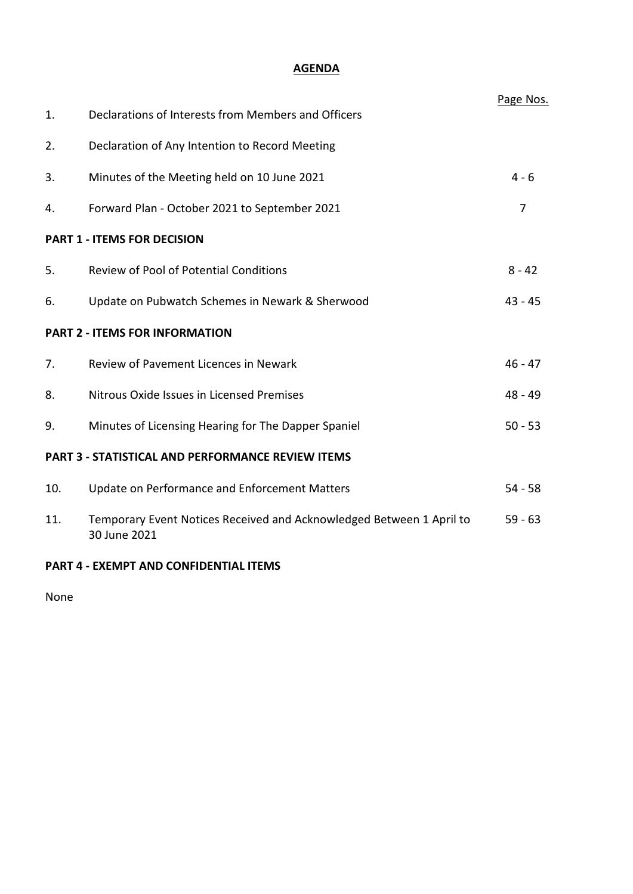# AGENDA

| | | Page Nos. |
|---|---|---|
| 1. | Declarations of Interests from Members and Officers | |
| 2. | Declaration of Any Intention to Record Meeting | |
| 3. | Minutes of the Meeting held on 10 June 2021 | 4 - 6 |
| 4. | Forward Plan - October 2021 to September 2021 | 7 |
| **PART 1 - ITEMS FOR DECISION** | | |
| 5. | Review of Pool of Potential Conditions | 8 - 42 |
| 6. | Update on Pubwatch Schemes in Newark & Sherwood | 43 - 45 |
| **PART 2 - ITEMS FOR INFORMATION** | | |
| 7. | Review of Pavement Licences in Newark | 46 - 47 |
| 8. | Nitrous Oxide Issues in Licensed Premises | 48 - 49 |
| 9. | Minutes of Licensing Hearing for The Dapper Spaniel | 50 - 53 |
| **PART 3 - STATISTICAL AND PERFORMANCE REVIEW ITEMS** | | |
| 10. | Update on Performance and Enforcement Matters | 54 - 58 |
| 11. | Temporary Event Notices Received and Acknowledged Between 1 April to 30 June 2021 | 59 - 63 |

**PART 4 - EXEMPT AND CONFIDENTIAL ITEMS**

None